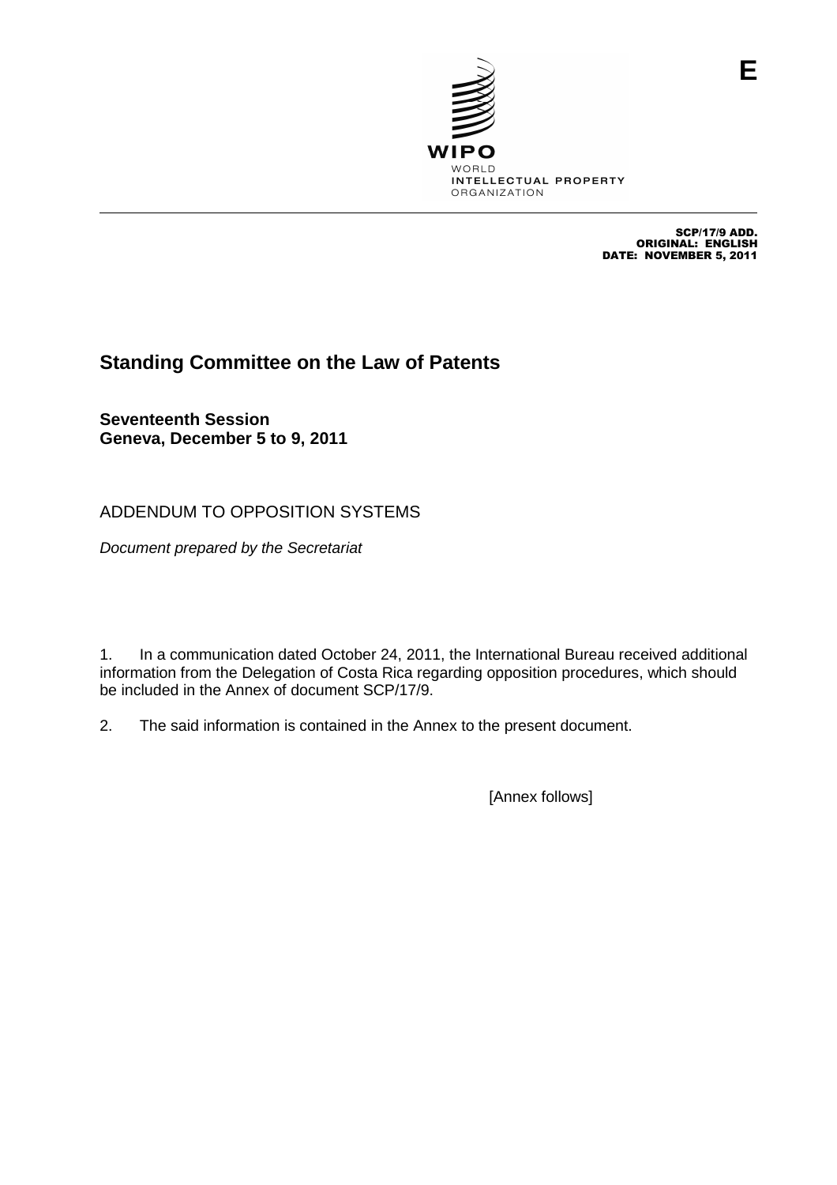E

WIPO
WORLD
INTELLECTUAL PROPERTY
ORGANIZATION

SCP/17/9 ADD.
ORIGINAL: ENGLISH
DATE: NOVEMBER 5, 2011

# Standing Committee on the Law of Patents

**Seventeenth Session**
**Geneva, December 5 to 9, 2011**

ADDENDUM TO OPPOSITION SYSTEMS

*Document prepared by the Secretariat*

1. In a communication dated October 24, 2011, the International Bureau received additional information from the Delegation of Costa Rica regarding opposition procedures, which should be included in the Annex of document SCP/17/9.

2. The said information is contained in the Annex to the present document.

[Annex follows]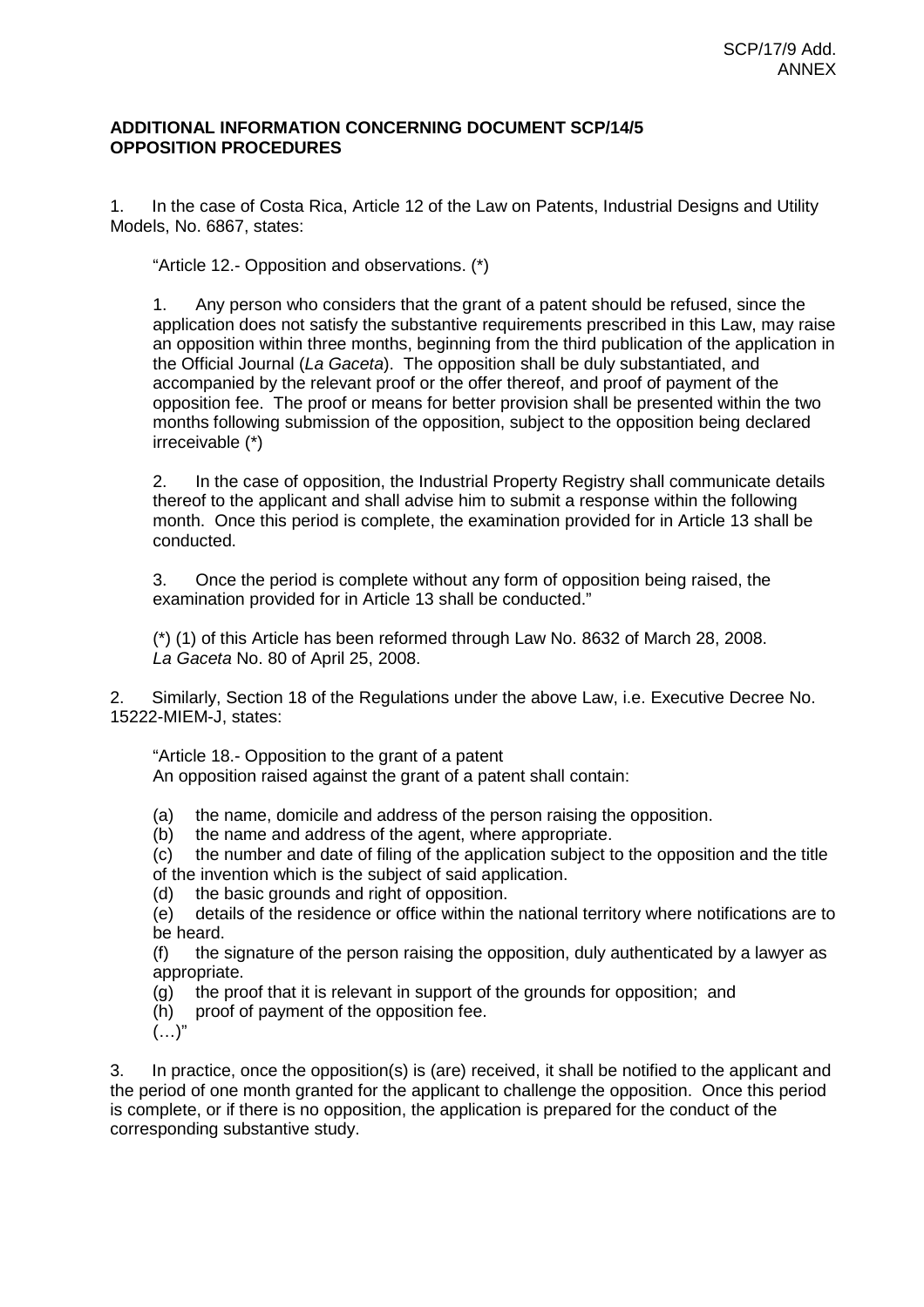**ADDITIONAL INFORMATION CONCERNING DOCUMENT SCP/14/5**
**OPPOSITION PROCEDURES**

1. In the case of Costa Rica, Article 12 of the Law on Patents, Industrial Designs and Utility Models, No. 6867, states:

> "Article 12.- Opposition and observations. (*)
>
> 1. Any person who considers that the grant of a patent should be refused, since the application does not satisfy the substantive requirements prescribed in this Law, may raise an opposition within three months, beginning from the third publication of the application in the Official Journal (*La Gaceta*). The opposition shall be duly substantiated, and accompanied by the relevant proof or the offer thereof, and proof of payment of the opposition fee. The proof or means for better provision shall be presented within the two months following submission of the opposition, subject to the opposition being declared irreceivable (*)
>
> 2. In the case of opposition, the Industrial Property Registry shall communicate details thereof to the applicant and shall advise him to submit a response within the following month. Once this period is complete, the examination provided for in Article 13 shall be conducted.
>
> 3. Once the period is complete without any form of opposition being raised, the examination provided for in Article 13 shall be conducted."
>
> (*) (1) of this Article has been reformed through Law No. 8632 of March 28, 2008. *La Gaceta* No. 80 of April 25, 2008.

2. Similarly, Section 18 of the Regulations under the above Law, i.e. Executive Decree No. 15222-MIEM-J, states:

> "Article 18.- Opposition to the grant of a patent
> An opposition raised against the grant of a patent shall contain:
>
> (a) the name, domicile and address of the person raising the opposition.
> (b) the name and address of the agent, where appropriate.
> (c) the number and date of filing of the application subject to the opposition and the title of the invention which is the subject of said application.
> (d) the basic grounds and right of opposition.
> (e) details of the residence or office within the national territory where notifications are to be heard.
> (f) the signature of the person raising the opposition, duly authenticated by a lawyer as appropriate.
> (g) the proof that it is relevant in support of the grounds for opposition; and
> (h) proof of payment of the opposition fee.
> (…)"

3. In practice, once the opposition(s) is (are) received, it shall be notified to the applicant and the period of one month granted for the applicant to challenge the opposition. Once this period is complete, or if there is no opposition, the application is prepared for the conduct of the corresponding substantive study.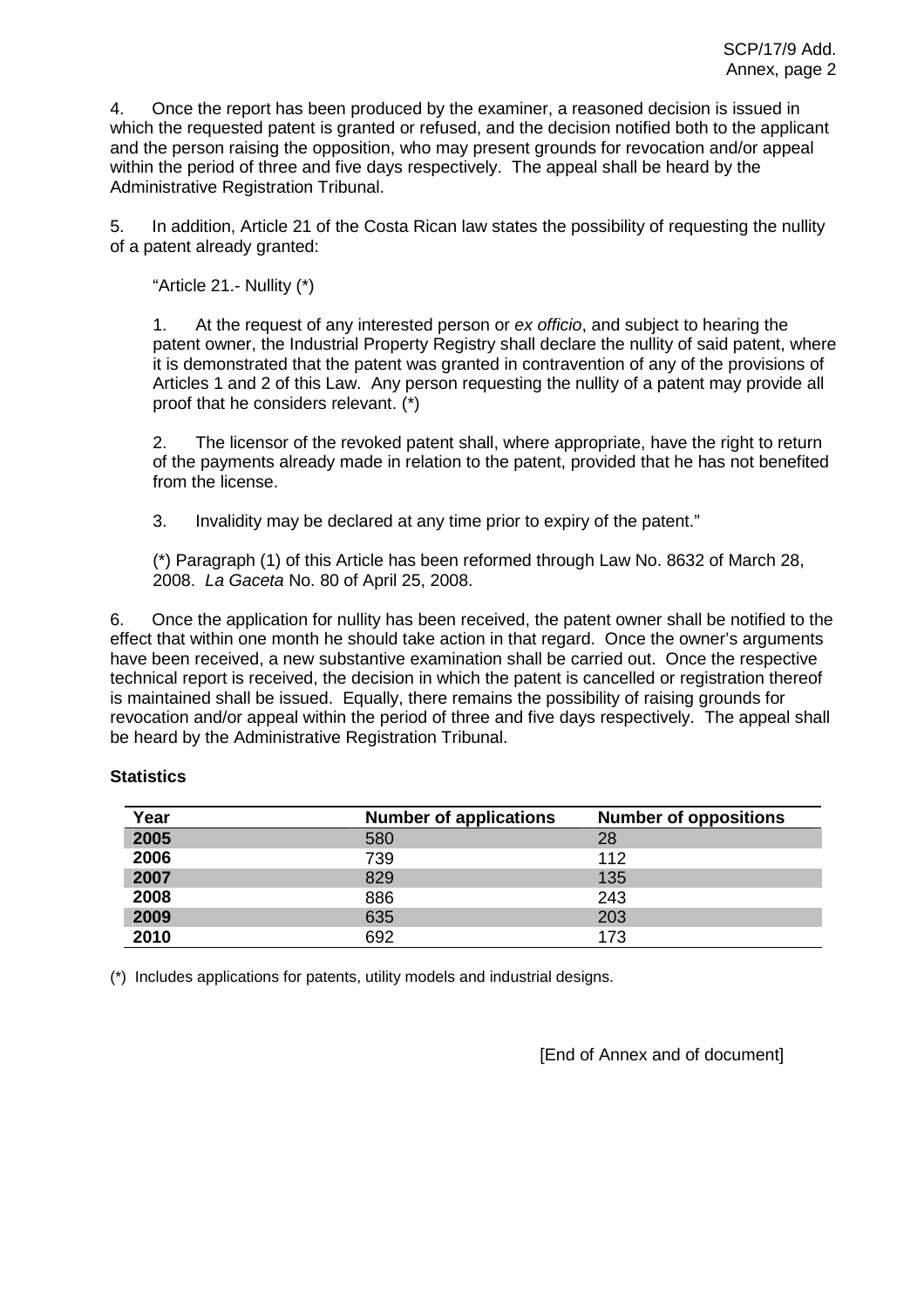4. Once the report has been produced by the examiner, a reasoned decision is issued in which the requested patent is granted or refused, and the decision notified both to the applicant and the person raising the opposition, who may present grounds for revocation and/or appeal within the period of three and five days respectively. The appeal shall be heard by the Administrative Registration Tribunal.

5. In addition, Article 21 of the Costa Rican law states the possibility of requesting the nullity of a patent already granted:

> "Article 21.- Nullity (*)
>
> 1. At the request of any interested person or *ex officio*, and subject to hearing the patent owner, the Industrial Property Registry shall declare the nullity of said patent, where it is demonstrated that the patent was granted in contravention of any of the provisions of Articles 1 and 2 of this Law. Any person requesting the nullity of a patent may provide all proof that he considers relevant. (*)
>
> 2. The licensor of the revoked patent shall, where appropriate, have the right to return of the payments already made in relation to the patent, provided that he has not benefited from the license.
>
> 3. Invalidity may be declared at any time prior to expiry of the patent."
>
> (*) Paragraph (1) of this Article has been reformed through Law No. 8632 of March 28, 2008. *La Gaceta* No. 80 of April 25, 2008.

6. Once the application for nullity has been received, the patent owner shall be notified to the effect that within one month he should take action in that regard. Once the owner's arguments have been received, a new substantive examination shall be carried out. Once the respective technical report is received, the decision in which the patent is cancelled or registration thereof is maintained shall be issued. Equally, there remains the possibility of raising grounds for revocation and/or appeal within the period of three and five days respectively. The appeal shall be heard by the Administrative Registration Tribunal.

**Statistics**

| Year | Number of applications | Number of oppositions |
|---|---|---|
| **2005** | 580 | 28 |
| **2006** | 739 | 112 |
| **2007** | 829 | 135 |
| **2008** | 886 | 243 |
| **2009** | 635 | 203 |
| **2010** | 692 | 173 |

(*) Includes applications for patents, utility models and industrial designs.

[End of Annex and of document]